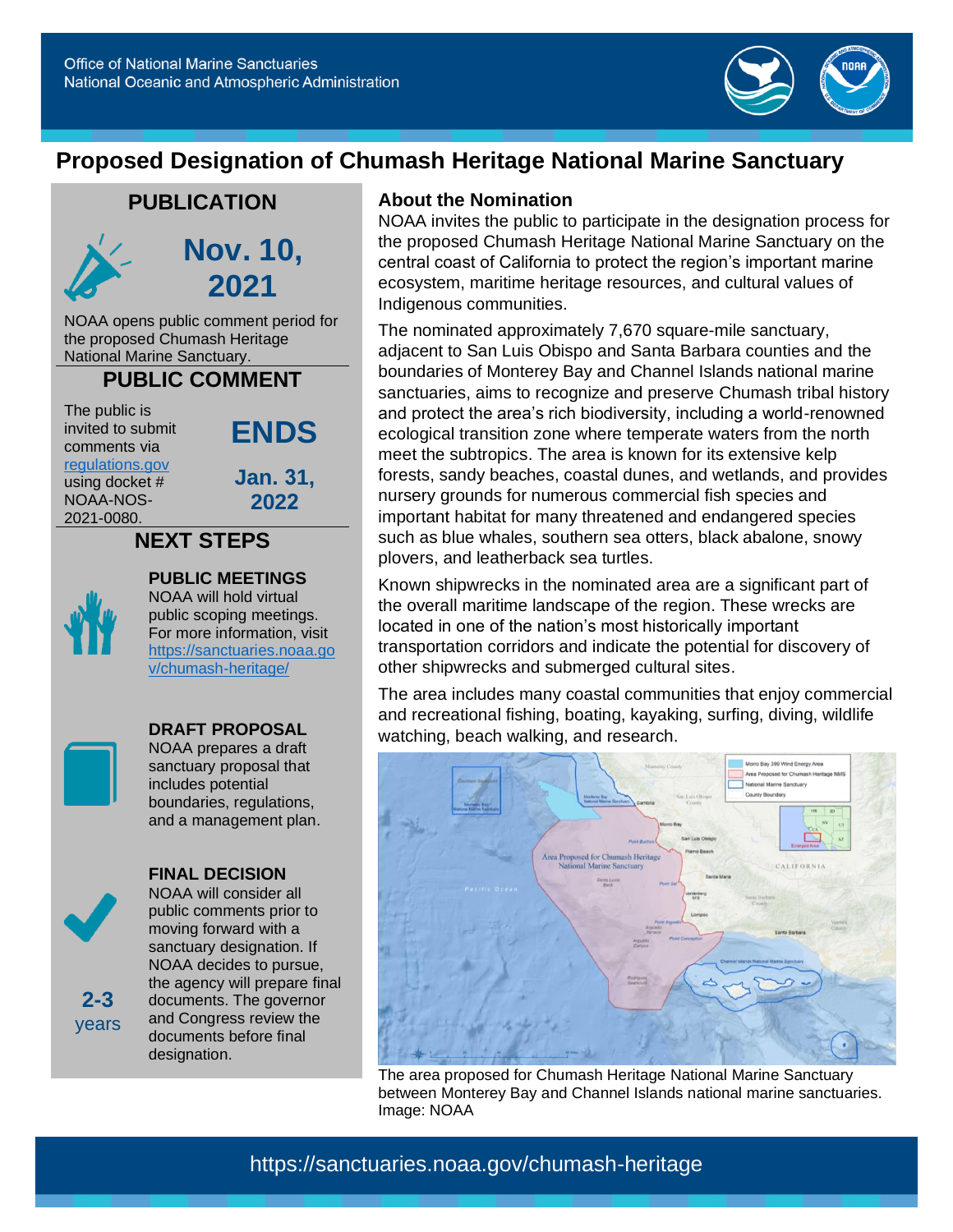Office of National Marine Sanctuaries
National Oceanic and Atmospheric Administration

# Proposed Designation of Chumash Heritage National Marine Sanctuary

## PUBLICATION

**Nov. 10, 2021**

NOAA opens public comment period for the proposed Chumash Heritage National Marine Sanctuary.

## PUBLIC COMMENT

The public is invited to submit comments via regulations.gov using docket # NOAA-NOS-2021-0080.

**ENDS Jan. 31, 2022**

## NEXT STEPS

### PUBLIC MEETINGS

NOAA will hold virtual public scoping meetings. For more information, visit https://sanctuaries.noaa.gov/chumash-heritage/

### DRAFT PROPOSAL

NOAA prepares a draft sanctuary proposal that includes potential boundaries, regulations, and a management plan.

### FINAL DECISION

**2-3 years**

NOAA will consider all public comments prior to moving forward with a sanctuary designation. If NOAA decides to pursue, the agency will prepare final documents. The governor and Congress review the documents before final designation.

## About the Nomination

NOAA invites the public to participate in the designation process for the proposed Chumash Heritage National Marine Sanctuary on the central coast of California to protect the region's important marine ecosystem, maritime heritage resources, and cultural values of Indigenous communities.

The nominated approximately 7,670 square-mile sanctuary, adjacent to San Luis Obispo and Santa Barbara counties and the boundaries of Monterey Bay and Channel Islands national marine sanctuaries, aims to recognize and preserve Chumash tribal history and protect the area's rich biodiversity, including a world-renowned ecological transition zone where temperate waters from the north meet the subtropics. The area is known for its extensive kelp forests, sandy beaches, coastal dunes, and wetlands, and provides nursery grounds for numerous commercial fish species and important habitat for many threatened and endangered species such as blue whales, southern sea otters, black abalone, snowy plovers, and leatherback sea turtles.

Known shipwrecks in the nominated area are a significant part of the overall maritime landscape of the region. These wrecks are located in one of the nation's most historically important transportation corridors and indicate the potential for discovery of other shipwrecks and submerged cultural sites.

The area includes many coastal communities that enjoy commercial and recreational fishing, boating, kayaking, surfing, diving, wildlife watching, beach walking, and research.

The area proposed for Chumash Heritage National Marine Sanctuary between Monterey Bay and Channel Islands national marine sanctuaries. Image: NOAA

https://sanctuaries.noaa.gov/chumash-heritage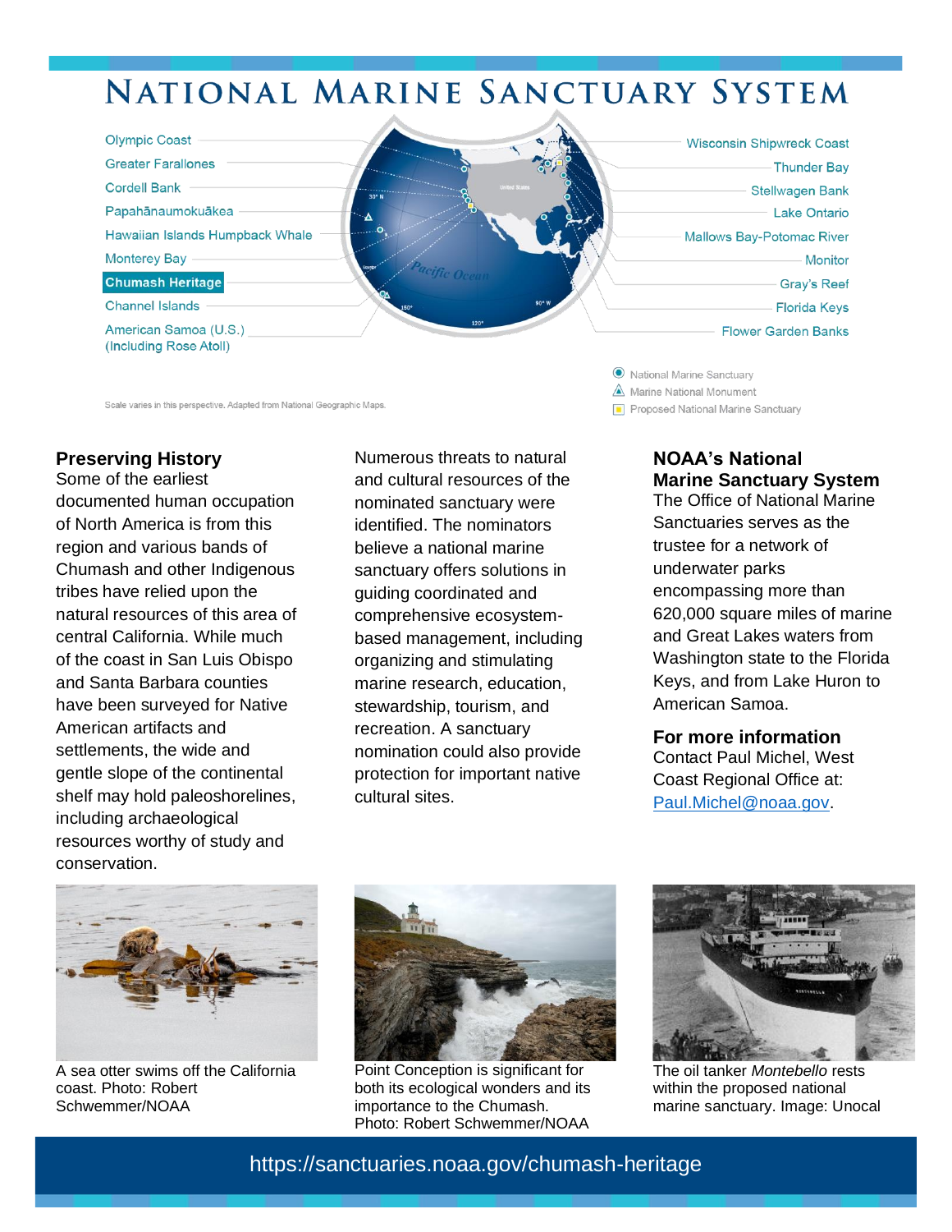# National Marine Sanctuary System

Olympic Coast
Greater Farallones
Cordell Bank
Papahānaumokuākea
Hawaiian Islands Humpback Whale
Monterey Bay
**Chumash Heritage**
Channel Islands
American Samoa (U.S.) (Including Rose Atoll)

Wisconsin Shipwreck Coast
Thunder Bay
Stellwagen Bank
Lake Ontario
Mallows Bay-Potomac River
Monitor
Gray's Reef
Florida Keys
Flower Garden Banks

Pacific Ocean

National Marine Sanctuary
Marine National Monument
Proposed National Marine Sanctuary

Scale varies in this perspective. Adapted from National Geographic Maps.

## Preserving History

Some of the earliest documented human occupation of North America is from this region and various bands of Chumash and other Indigenous tribes have relied upon the natural resources of this area of central California. While much of the coast in San Luis Obispo and Santa Barbara counties have been surveyed for Native American artifacts and settlements, the wide and gentle slope of the continental shelf may hold paleoshorelines, including archaeological resources worthy of study and conservation.

Numerous threats to natural and cultural resources of the nominated sanctuary were identified. The nominators believe a national marine sanctuary offers solutions in guiding coordinated and comprehensive ecosystem-based management, including organizing and stimulating marine research, education, stewardship, tourism, and recreation. A sanctuary nomination could also provide protection for important native cultural sites.

## NOAA's National Marine Sanctuary System

The Office of National Marine Sanctuaries serves as the trustee for a network of underwater parks encompassing more than 620,000 square miles of marine and Great Lakes waters from Washington state to the Florida Keys, and from Lake Huron to American Samoa.

## For more information

Contact Paul Michel, West Coast Regional Office at: Paul.Michel@noaa.gov.

A sea otter swims off the California coast. Photo: Robert Schwemmer/NOAA

Point Conception is significant for both its ecological wonders and its importance to the Chumash. Photo: Robert Schwemmer/NOAA

The oil tanker *Montebello* rests within the proposed national marine sanctuary. Image: Unocal

https://sanctuaries.noaa.gov/chumash-heritage